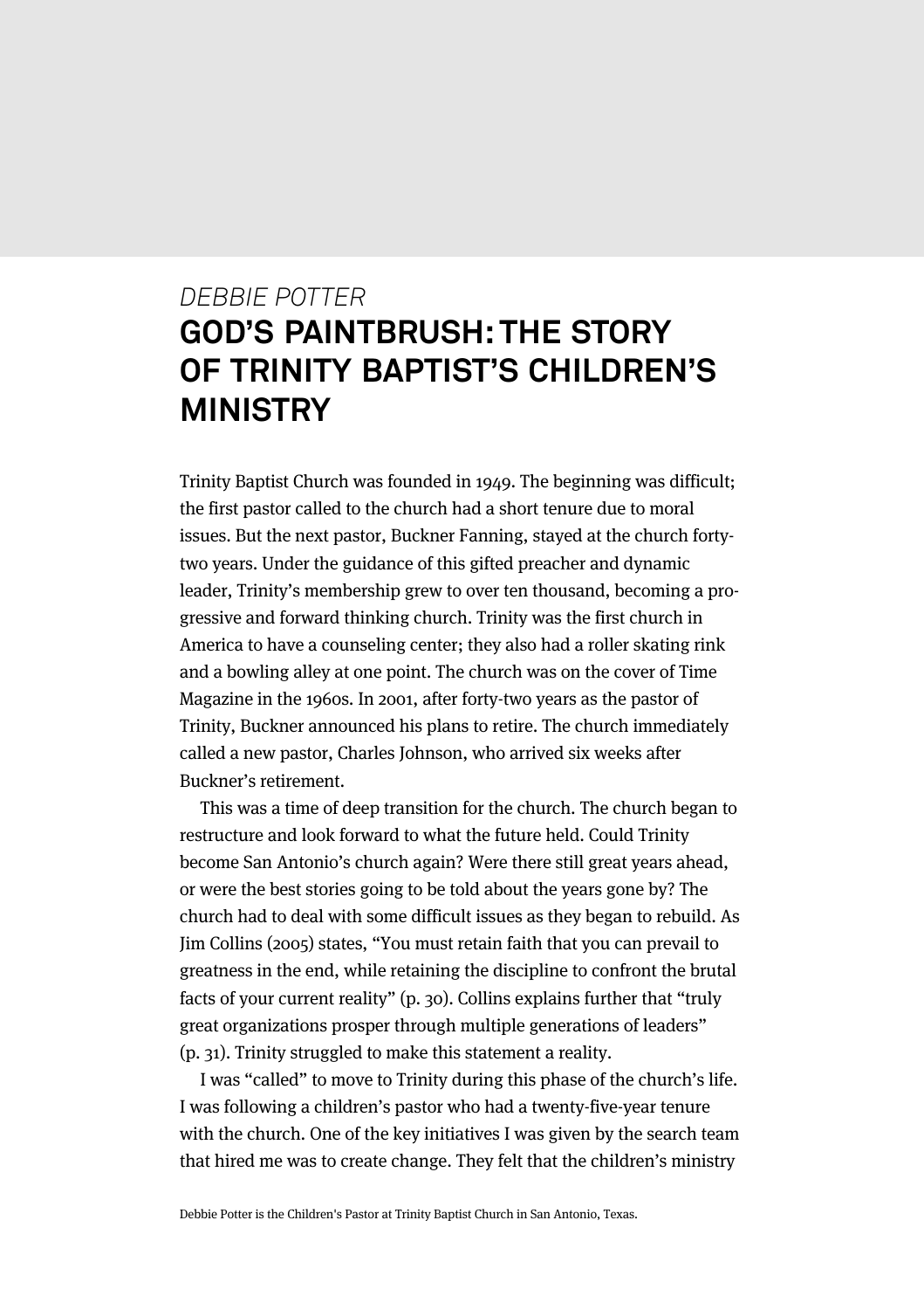*DEBBIE POTTER*

# GOD'S PAINTBRUSH: THE STORY OF TRINITY BAPTIST'S CHILDREN'S MINISTRY

Trinity Baptist Church was founded in 1949. The beginning was difficult; the first pastor called to the church had a short tenure due to moral issues. But the next pastor, Buckner Fanning, stayed at the church forty-two years. Under the guidance of this gifted preacher and dynamic leader, Trinity's membership grew to over ten thousand, becoming a progressive and forward thinking church. Trinity was the first church in America to have a counseling center; they also had a roller skating rink and a bowling alley at one point. The church was on the cover of Time Magazine in the 1960s. In 2001, after forty-two years as the pastor of Trinity, Buckner announced his plans to retire. The church immediately called a new pastor, Charles Johnson, who arrived six weeks after Buckner's retirement.

This was a time of deep transition for the church. The church began to restructure and look forward to what the future held. Could Trinity become San Antonio's church again? Were there still great years ahead, or were the best stories going to be told about the years gone by? The church had to deal with some difficult issues as they began to rebuild. As Jim Collins (2005) states, "You must retain faith that you can prevail to greatness in the end, while retaining the discipline to confront the brutal facts of your current reality" (p. 30). Collins explains further that "truly great organizations prosper through multiple generations of leaders" (p. 31). Trinity struggled to make this statement a reality.

I was "called" to move to Trinity during this phase of the church's life. I was following a children's pastor who had a twenty-five-year tenure with the church. One of the key initiatives I was given by the search team that hired me was to create change. They felt that the children's ministry

Debbie Potter is the Children's Pastor at Trinity Baptist Church in San Antonio, Texas.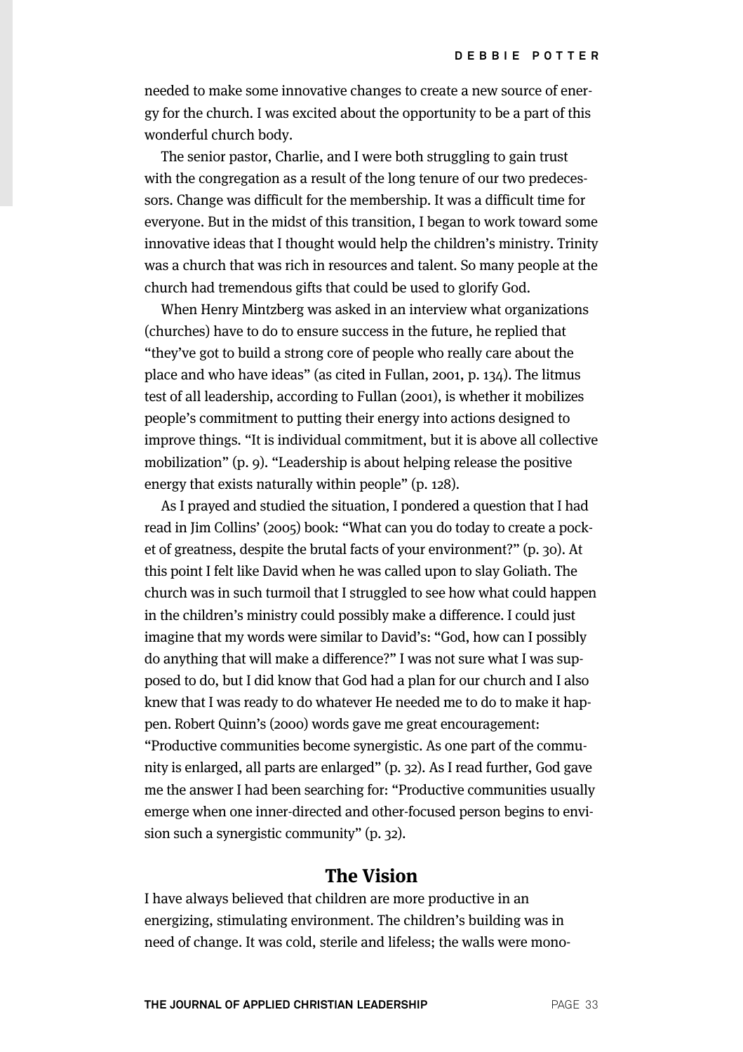needed to make some innovative changes to create a new source of energy for the church. I was excited about the opportunity to be a part of this wonderful church body.

The senior pastor, Charlie, and I were both struggling to gain trust with the congregation as a result of the long tenure of our two predecessors. Change was difficult for the membership. It was a difficult time for everyone. But in the midst of this transition, I began to work toward some innovative ideas that I thought would help the children's ministry. Trinity was a church that was rich in resources and talent. So many people at the church had tremendous gifts that could be used to glorify God.

When Henry Mintzberg was asked in an interview what organizations (churches) have to do to ensure success in the future, he replied that "they've got to build a strong core of people who really care about the place and who have ideas" (as cited in Fullan, 2001, p. 134). The litmus test of all leadership, according to Fullan (2001), is whether it mobilizes people's commitment to putting their energy into actions designed to improve things. "It is individual commitment, but it is above all collective mobilization" (p. 9). "Leadership is about helping release the positive energy that exists naturally within people" (p. 128).

As I prayed and studied the situation, I pondered a question that I had read in Jim Collins' (2005) book: "What can you do today to create a pocket of greatness, despite the brutal facts of your environment?" (p. 30). At this point I felt like David when he was called upon to slay Goliath. The church was in such turmoil that I struggled to see how what could happen in the children's ministry could possibly make a difference. I could just imagine that my words were similar to David's: "God, how can I possibly do anything that will make a difference?" I was not sure what I was supposed to do, but I did know that God had a plan for our church and I also knew that I was ready to do whatever He needed me to do to make it happen. Robert Quinn's (2000) words gave me great encouragement: "Productive communities become synergistic. As one part of the community is enlarged, all parts are enlarged" (p. 32). As I read further, God gave me the answer I had been searching for: "Productive communities usually emerge when one inner-directed and other-focused person begins to envision such a synergistic community" (p. 32).

## The Vision

I have always believed that children are more productive in an energizing, stimulating environment. The children's building was in need of change. It was cold, sterile and lifeless; the walls were mono-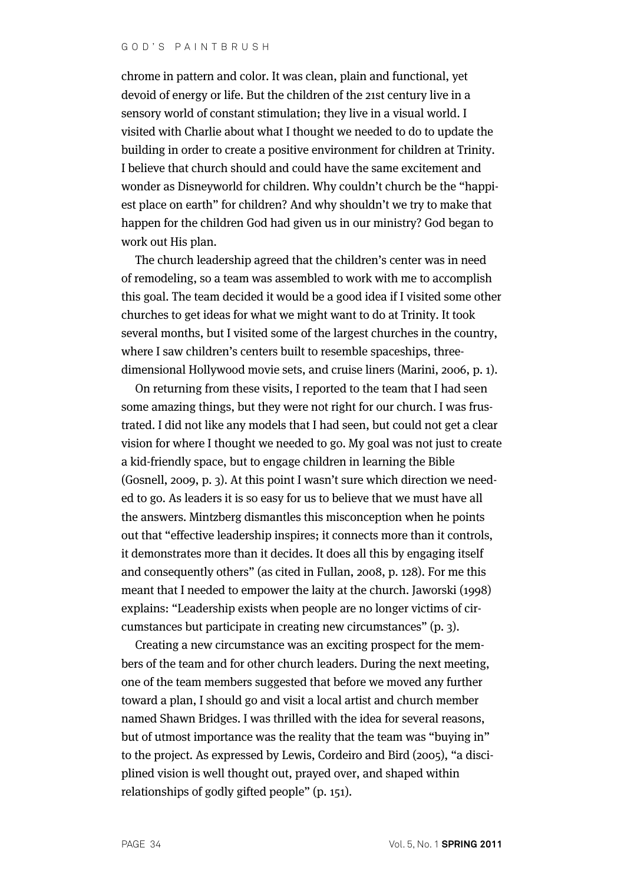chrome in pattern and color. It was clean, plain and functional, yet devoid of energy or life. But the children of the 21st century live in a sensory world of constant stimulation; they live in a visual world. I visited with Charlie about what I thought we needed to do to update the building in order to create a positive environment for children at Trinity. I believe that church should and could have the same excitement and wonder as Disneyworld for children. Why couldn't church be the "happiest place on earth" for children? And why shouldn't we try to make that happen for the children God had given us in our ministry? God began to work out His plan.

The church leadership agreed that the children's center was in need of remodeling, so a team was assembled to work with me to accomplish this goal. The team decided it would be a good idea if I visited some other churches to get ideas for what we might want to do at Trinity. It took several months, but I visited some of the largest churches in the country, where I saw children's centers built to resemble spaceships, three-dimensional Hollywood movie sets, and cruise liners (Marini, 2006, p. 1).

On returning from these visits, I reported to the team that I had seen some amazing things, but they were not right for our church. I was frustrated. I did not like any models that I had seen, but could not get a clear vision for where I thought we needed to go. My goal was not just to create a kid-friendly space, but to engage children in learning the Bible (Gosnell, 2009, p. 3). At this point I wasn't sure which direction we needed to go. As leaders it is so easy for us to believe that we must have all the answers. Mintzberg dismantles this misconception when he points out that "effective leadership inspires; it connects more than it controls, it demonstrates more than it decides. It does all this by engaging itself and consequently others" (as cited in Fullan, 2008, p. 128). For me this meant that I needed to empower the laity at the church. Jaworski (1998) explains: "Leadership exists when people are no longer victims of circumstances but participate in creating new circumstances" (p. 3).

Creating a new circumstance was an exciting prospect for the members of the team and for other church leaders. During the next meeting, one of the team members suggested that before we moved any further toward a plan, I should go and visit a local artist and church member named Shawn Bridges. I was thrilled with the idea for several reasons, but of utmost importance was the reality that the team was "buying in" to the project. As expressed by Lewis, Cordeiro and Bird (2005), "a disciplined vision is well thought out, prayed over, and shaped within relationships of godly gifted people" (p. 151).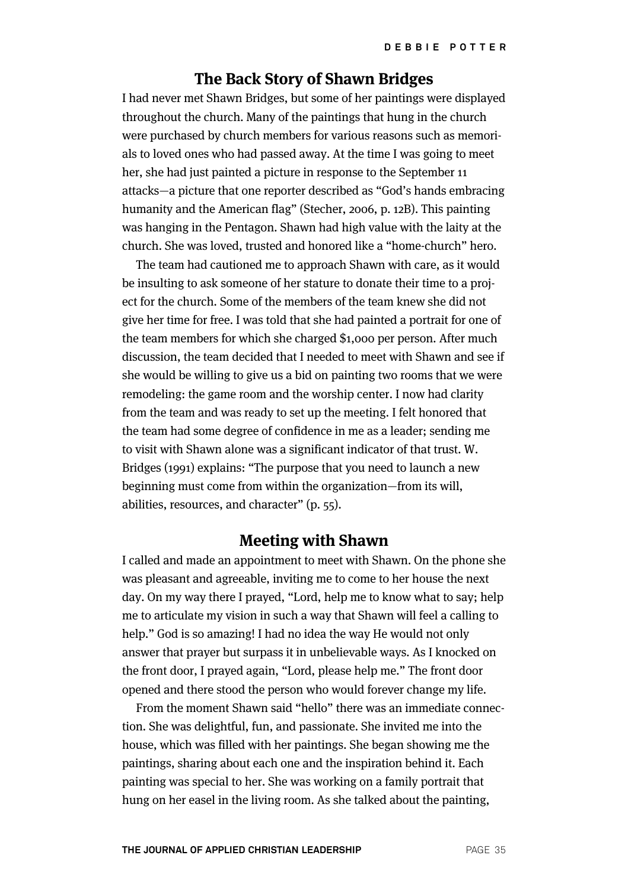## The Back Story of Shawn Bridges

I had never met Shawn Bridges, but some of her paintings were displayed throughout the church. Many of the paintings that hung in the church were purchased by church members for various reasons such as memorials to loved ones who had passed away. At the time I was going to meet her, she had just painted a picture in response to the September 11 attacks—a picture that one reporter described as "God's hands embracing humanity and the American flag" (Stecher, 2006, p. 12B). This painting was hanging in the Pentagon. Shawn had high value with the laity at the church. She was loved, trusted and honored like a "home-church" hero.

The team had cautioned me to approach Shawn with care, as it would be insulting to ask someone of her stature to donate their time to a project for the church. Some of the members of the team knew she did not give her time for free. I was told that she had painted a portrait for one of the team members for which she charged $1,000 per person. After much discussion, the team decided that I needed to meet with Shawn and see if she would be willing to give us a bid on painting two rooms that we were remodeling: the game room and the worship center. I now had clarity from the team and was ready to set up the meeting. I felt honored that the team had some degree of confidence in me as a leader; sending me to visit with Shawn alone was a significant indicator of that trust. W. Bridges (1991) explains: "The purpose that you need to launch a new beginning must come from within the organization—from its will, abilities, resources, and character" (p. 55).

## Meeting with Shawn

I called and made an appointment to meet with Shawn. On the phone she was pleasant and agreeable, inviting me to come to her house the next day. On my way there I prayed, "Lord, help me to know what to say; help me to articulate my vision in such a way that Shawn will feel a calling to help." God is so amazing! I had no idea the way He would not only answer that prayer but surpass it in unbelievable ways. As I knocked on the front door, I prayed again, "Lord, please help me." The front door opened and there stood the person who would forever change my life.

From the moment Shawn said "hello" there was an immediate connection. She was delightful, fun, and passionate. She invited me into the house, which was filled with her paintings. She began showing me the paintings, sharing about each one and the inspiration behind it. Each painting was special to her. She was working on a family portrait that hung on her easel in the living room. As she talked about the painting,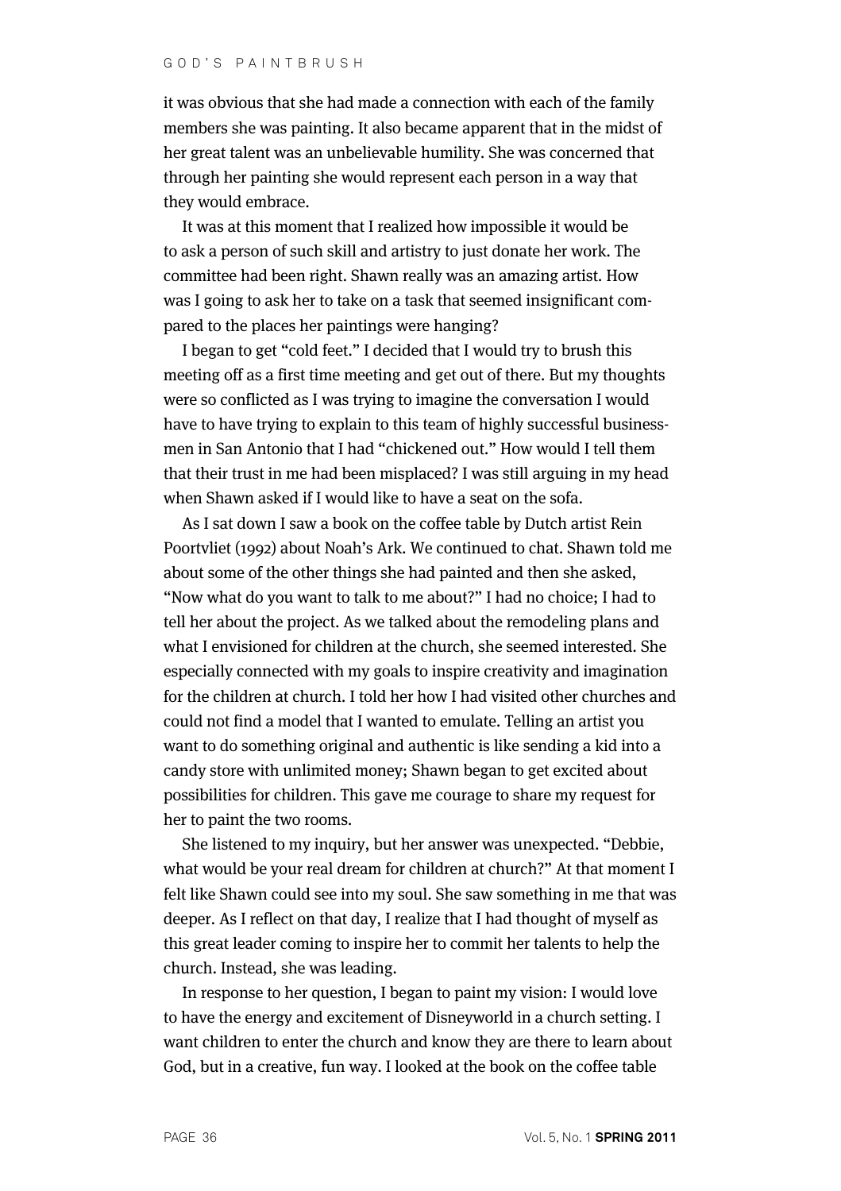it was obvious that she had made a connection with each of the family members she was painting. It also became apparent that in the midst of her great talent was an unbelievable humility. She was concerned that through her painting she would represent each person in a way that they would embrace.

It was at this moment that I realized how impossible it would be to ask a person of such skill and artistry to just donate her work. The committee had been right. Shawn really was an amazing artist. How was I going to ask her to take on a task that seemed insignificant compared to the places her paintings were hanging?

I began to get "cold feet." I decided that I would try to brush this meeting off as a first time meeting and get out of there. But my thoughts were so conflicted as I was trying to imagine the conversation I would have to have trying to explain to this team of highly successful businessmen in San Antonio that I had "chickened out." How would I tell them that their trust in me had been misplaced? I was still arguing in my head when Shawn asked if I would like to have a seat on the sofa.

As I sat down I saw a book on the coffee table by Dutch artist Rein Poortvliet (1992) about Noah's Ark. We continued to chat. Shawn told me about some of the other things she had painted and then she asked, "Now what do you want to talk to me about?" I had no choice; I had to tell her about the project. As we talked about the remodeling plans and what I envisioned for children at the church, she seemed interested. She especially connected with my goals to inspire creativity and imagination for the children at church. I told her how I had visited other churches and could not find a model that I wanted to emulate. Telling an artist you want to do something original and authentic is like sending a kid into a candy store with unlimited money; Shawn began to get excited about possibilities for children. This gave me courage to share my request for her to paint the two rooms.

She listened to my inquiry, but her answer was unexpected. "Debbie, what would be your real dream for children at church?" At that moment I felt like Shawn could see into my soul. She saw something in me that was deeper. As I reflect on that day, I realize that I had thought of myself as this great leader coming to inspire her to commit her talents to help the church. Instead, she was leading.

In response to her question, I began to paint my vision: I would love to have the energy and excitement of Disneyworld in a church setting. I want children to enter the church and know they are there to learn about God, but in a creative, fun way. I looked at the book on the coffee table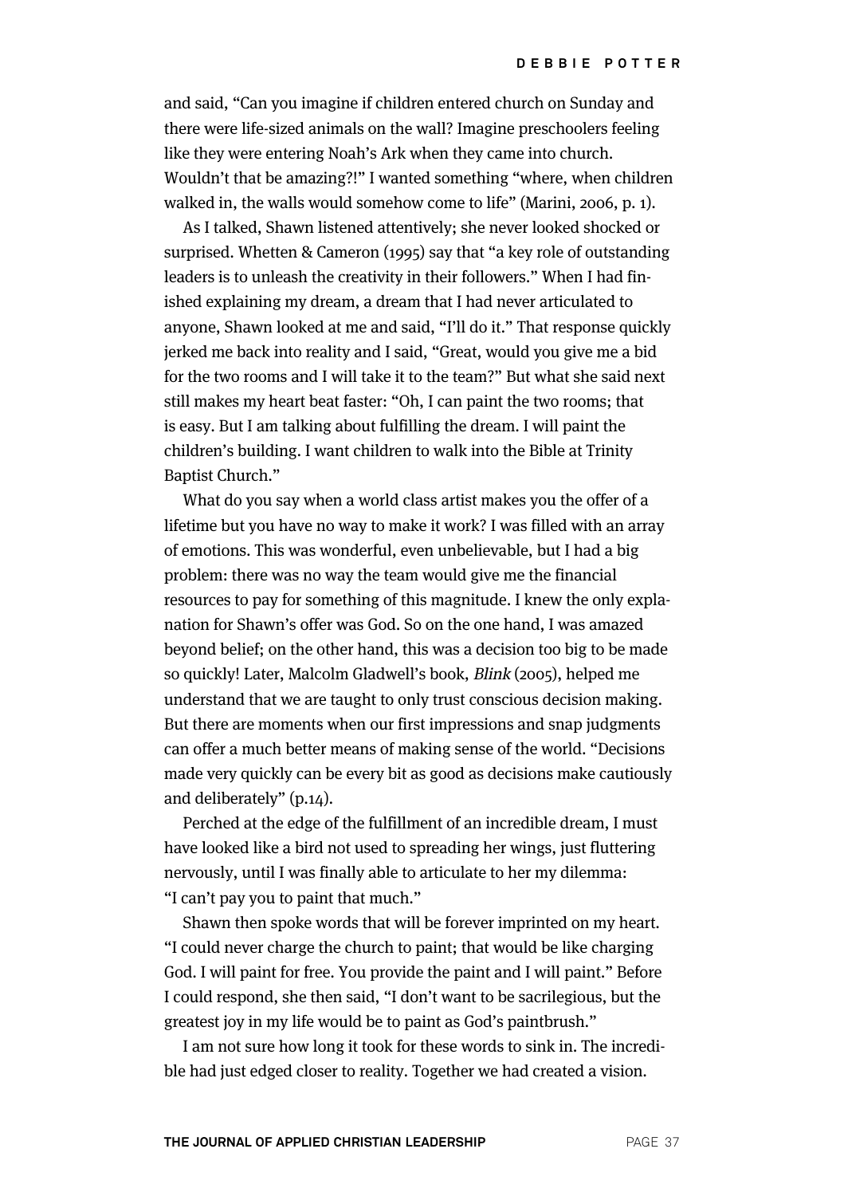and said, "Can you imagine if children entered church on Sunday and there were life-sized animals on the wall? Imagine preschoolers feeling like they were entering Noah's Ark when they came into church. Wouldn't that be amazing?!" I wanted something "where, when children walked in, the walls would somehow come to life" (Marini, 2006, p. 1).

As I talked, Shawn listened attentively; she never looked shocked or surprised. Whetten & Cameron (1995) say that "a key role of outstanding leaders is to unleash the creativity in their followers." When I had finished explaining my dream, a dream that I had never articulated to anyone, Shawn looked at me and said, "I'll do it." That response quickly jerked me back into reality and I said, "Great, would you give me a bid for the two rooms and I will take it to the team?" But what she said next still makes my heart beat faster: "Oh, I can paint the two rooms; that is easy. But I am talking about fulfilling the dream. I will paint the children's building. I want children to walk into the Bible at Trinity Baptist Church."

What do you say when a world class artist makes you the offer of a lifetime but you have no way to make it work? I was filled with an array of emotions. This was wonderful, even unbelievable, but I had a big problem: there was no way the team would give me the financial resources to pay for something of this magnitude. I knew the only explanation for Shawn's offer was God. So on the one hand, I was amazed beyond belief; on the other hand, this was a decision too big to be made so quickly! Later, Malcolm Gladwell's book, *Blink* (2005), helped me understand that we are taught to only trust conscious decision making. But there are moments when our first impressions and snap judgments can offer a much better means of making sense of the world. "Decisions made very quickly can be every bit as good as decisions make cautiously and deliberately" (p.14).

Perched at the edge of the fulfillment of an incredible dream, I must have looked like a bird not used to spreading her wings, just fluttering nervously, until I was finally able to articulate to her my dilemma: "I can't pay you to paint that much."

Shawn then spoke words that will be forever imprinted on my heart. "I could never charge the church to paint; that would be like charging God. I will paint for free. You provide the paint and I will paint." Before I could respond, she then said, "I don't want to be sacrilegious, but the greatest joy in my life would be to paint as God's paintbrush."

I am not sure how long it took for these words to sink in. The incredible had just edged closer to reality. Together we had created a vision.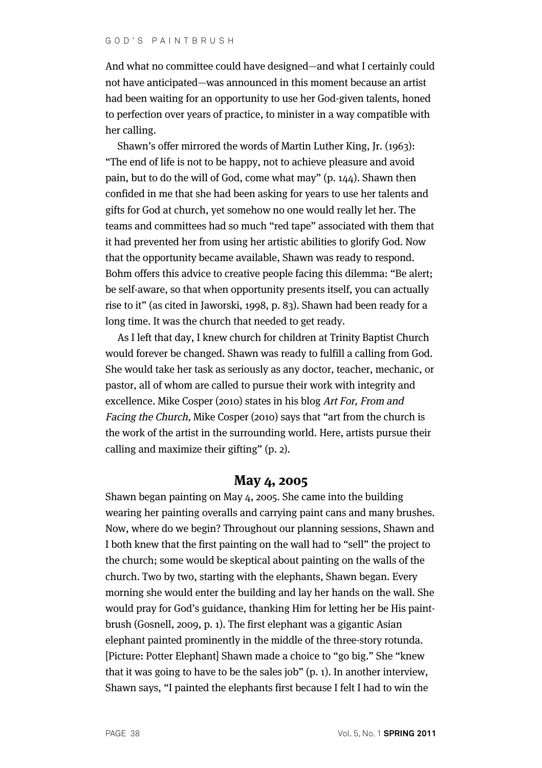And what no committee could have designed—and what I certainly could not have anticipated—was announced in this moment because an artist had been waiting for an opportunity to use her God-given talents, honed to perfection over years of practice, to minister in a way compatible with her calling.

Shawn's offer mirrored the words of Martin Luther King, Jr. (1963): "The end of life is not to be happy, not to achieve pleasure and avoid pain, but to do the will of God, come what may" (p. 144). Shawn then confided in me that she had been asking for years to use her talents and gifts for God at church, yet somehow no one would really let her. The teams and committees had so much "red tape" associated with them that it had prevented her from using her artistic abilities to glorify God. Now that the opportunity became available, Shawn was ready to respond. Bohm offers this advice to creative people facing this dilemma: "Be alert; be self-aware, so that when opportunity presents itself, you can actually rise to it" (as cited in Jaworski, 1998, p. 83). Shawn had been ready for a long time. It was the church that needed to get ready.

As I left that day, I knew church for children at Trinity Baptist Church would forever be changed. Shawn was ready to fulfill a calling from God. She would take her task as seriously as any doctor, teacher, mechanic, or pastor, all of whom are called to pursue their work with integrity and excellence. Mike Cosper (2010) states in his blog *Art For, From and Facing the Church,* Mike Cosper (2010) says that "art from the church is the work of the artist in the surrounding world. Here, artists pursue their calling and maximize their gifting" (p. 2).

## May 4, 2005

Shawn began painting on May 4, 2005. She came into the building wearing her painting overalls and carrying paint cans and many brushes. Now, where do we begin? Throughout our planning sessions, Shawn and I both knew that the first painting on the wall had to "sell" the project to the church; some would be skeptical about painting on the walls of the church. Two by two, starting with the elephants, Shawn began. Every morning she would enter the building and lay her hands on the wall. She would pray for God's guidance, thanking Him for letting her be His paintbrush (Gosnell, 2009, p. 1). The first elephant was a gigantic Asian elephant painted prominently in the middle of the three-story rotunda. [Picture: Potter Elephant] Shawn made a choice to "go big." She "knew that it was going to have to be the sales job" (p. 1). In another interview, Shawn says, "I painted the elephants first because I felt I had to win the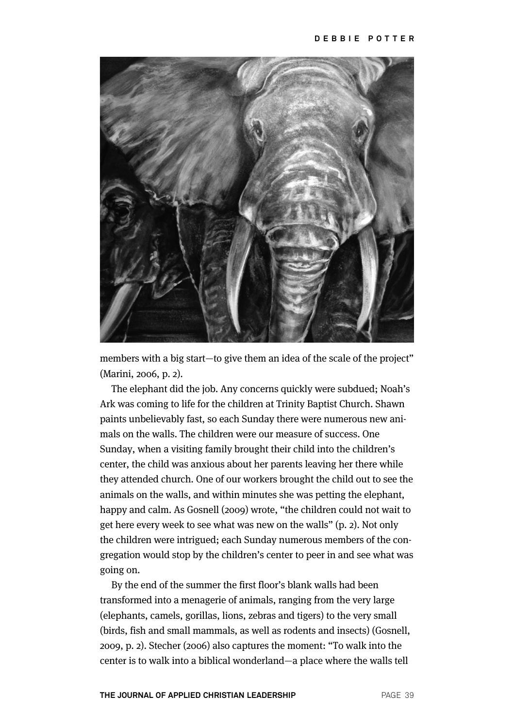members with a big start—to give them an idea of the scale of the project" (Marini, 2006, p. 2).

The elephant did the job. Any concerns quickly were subdued; Noah's Ark was coming to life for the children at Trinity Baptist Church. Shawn paints unbelievably fast, so each Sunday there were numerous new animals on the walls. The children were our measure of success. One Sunday, when a visiting family brought their child into the children's center, the child was anxious about her parents leaving her there while they attended church. One of our workers brought the child out to see the animals on the walls, and within minutes she was petting the elephant, happy and calm. As Gosnell (2009) wrote, "the children could not wait to get here every week to see what was new on the walls" (p. 2). Not only the children were intrigued; each Sunday numerous members of the congregation would stop by the children's center to peer in and see what was going on.

By the end of the summer the first floor's blank walls had been transformed into a menagerie of animals, ranging from the very large (elephants, camels, gorillas, lions, zebras and tigers) to the very small (birds, fish and small mammals, as well as rodents and insects) (Gosnell, 2009, p. 2). Stecher (2006) also captures the moment: "To walk into the center is to walk into a biblical wonderland—a place where the walls tell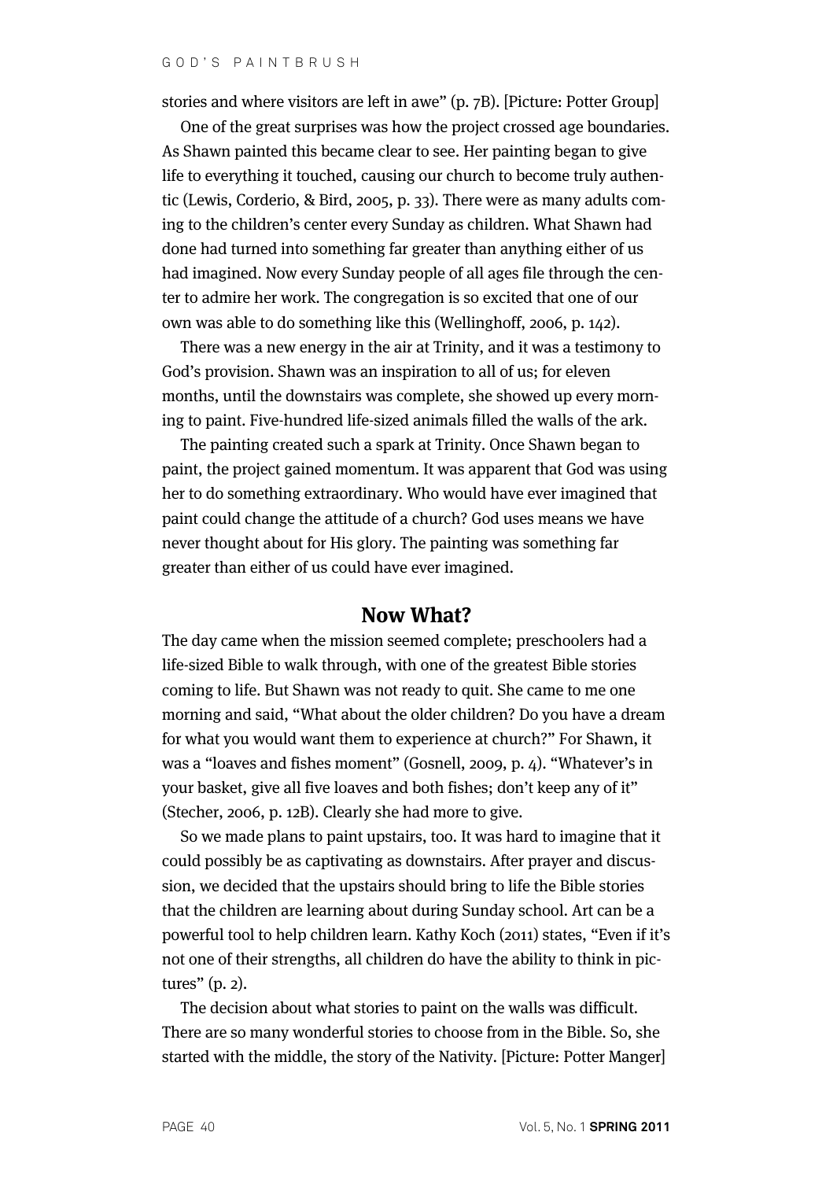stories and where visitors are left in awe" (p. 7B). [Picture: Potter Group]

One of the great surprises was how the project crossed age boundaries. As Shawn painted this became clear to see. Her painting began to give life to everything it touched, causing our church to become truly authentic (Lewis, Corderio, & Bird, 2005, p. 33). There were as many adults coming to the children's center every Sunday as children. What Shawn had done had turned into something far greater than anything either of us had imagined. Now every Sunday people of all ages file through the center to admire her work. The congregation is so excited that one of our own was able to do something like this (Wellinghoff, 2006, p. 142).

There was a new energy in the air at Trinity, and it was a testimony to God's provision. Shawn was an inspiration to all of us; for eleven months, until the downstairs was complete, she showed up every morning to paint. Five-hundred life-sized animals filled the walls of the ark.

The painting created such a spark at Trinity. Once Shawn began to paint, the project gained momentum. It was apparent that God was using her to do something extraordinary. Who would have ever imagined that paint could change the attitude of a church? God uses means we have never thought about for His glory. The painting was something far greater than either of us could have ever imagined.

## Now What?

The day came when the mission seemed complete; preschoolers had a life-sized Bible to walk through, with one of the greatest Bible stories coming to life. But Shawn was not ready to quit. She came to me one morning and said, "What about the older children? Do you have a dream for what you would want them to experience at church?" For Shawn, it was a "loaves and fishes moment" (Gosnell, 2009, p. 4). "Whatever's in your basket, give all five loaves and both fishes; don't keep any of it" (Stecher, 2006, p. 12B). Clearly she had more to give.

So we made plans to paint upstairs, too. It was hard to imagine that it could possibly be as captivating as downstairs. After prayer and discussion, we decided that the upstairs should bring to life the Bible stories that the children are learning about during Sunday school. Art can be a powerful tool to help children learn. Kathy Koch (2011) states, "Even if it's not one of their strengths, all children do have the ability to think in pictures" (p. 2).

The decision about what stories to paint on the walls was difficult. There are so many wonderful stories to choose from in the Bible. So, she started with the middle, the story of the Nativity. [Picture: Potter Manger]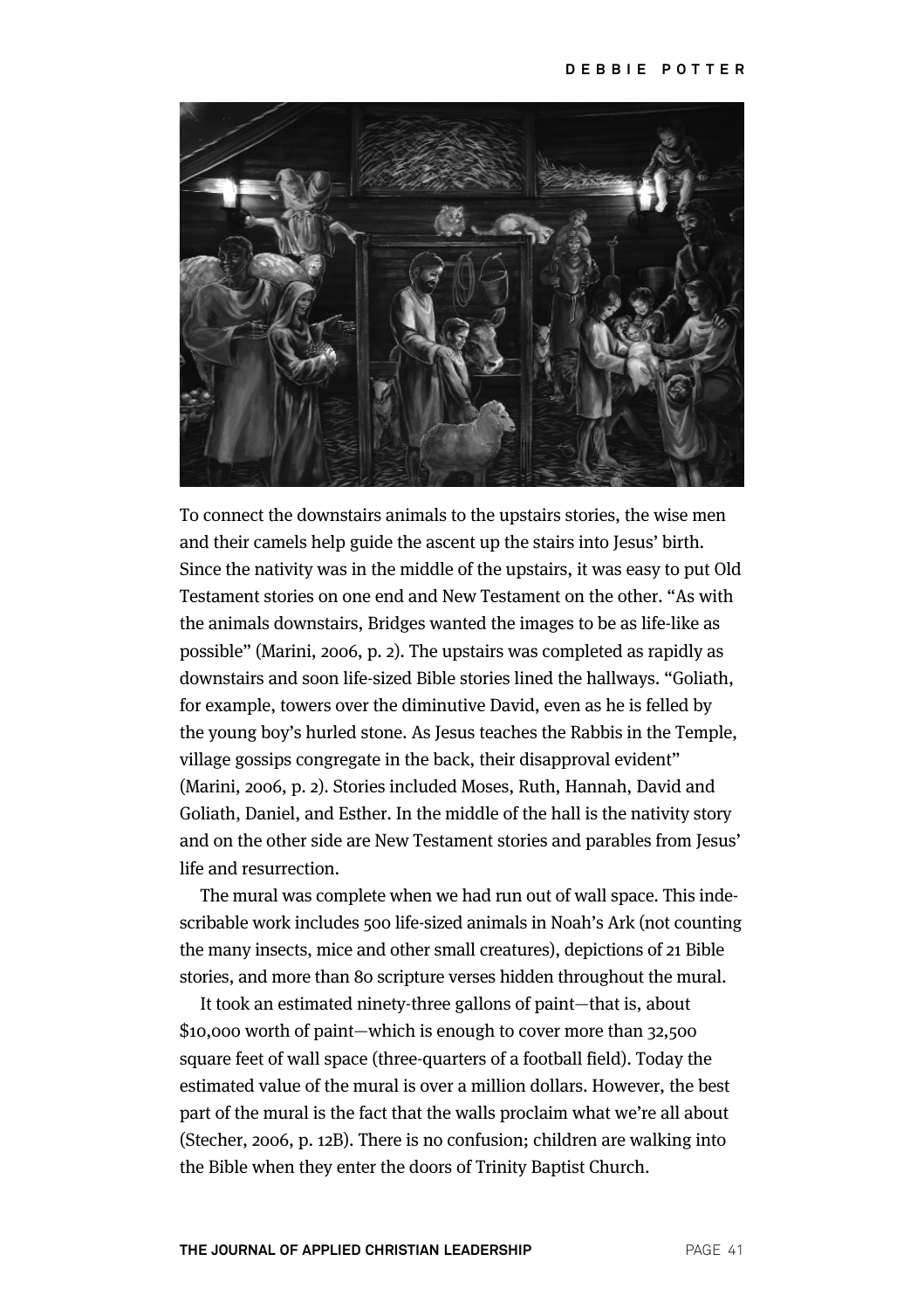To connect the downstairs animals to the upstairs stories, the wise men and their camels help guide the ascent up the stairs into Jesus' birth. Since the nativity was in the middle of the upstairs, it was easy to put Old Testament stories on one end and New Testament on the other. "As with the animals downstairs, Bridges wanted the images to be as life-like as possible" (Marini, 2006, p. 2). The upstairs was completed as rapidly as downstairs and soon life-sized Bible stories lined the hallways. "Goliath, for example, towers over the diminutive David, even as he is felled by the young boy's hurled stone. As Jesus teaches the Rabbis in the Temple, village gossips congregate in the back, their disapproval evident" (Marini, 2006, p. 2). Stories included Moses, Ruth, Hannah, David and Goliath, Daniel, and Esther. In the middle of the hall is the nativity story and on the other side are New Testament stories and parables from Jesus' life and resurrection.

The mural was complete when we had run out of wall space. This indescribable work includes 500 life-sized animals in Noah's Ark (not counting the many insects, mice and other small creatures), depictions of 21 Bible stories, and more than 80 scripture verses hidden throughout the mural.

It took an estimated ninety-three gallons of paint—that is, about $10,000 worth of paint—which is enough to cover more than 32,500 square feet of wall space (three-quarters of a football field). Today the estimated value of the mural is over a million dollars. However, the best part of the mural is the fact that the walls proclaim what we're all about (Stecher, 2006, p. 12B). There is no confusion; children are walking into the Bible when they enter the doors of Trinity Baptist Church.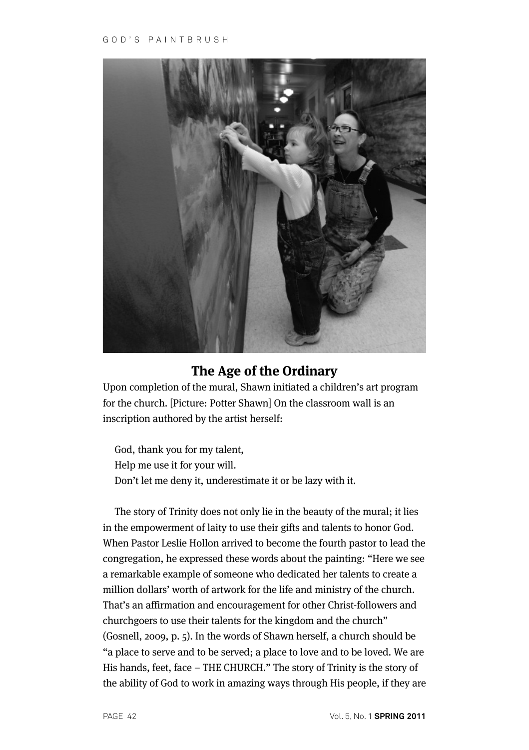## The Age of the Ordinary

Upon completion of the mural, Shawn initiated a children's art program for the church. [Picture: Potter Shawn] On the classroom wall is an inscription authored by the artist herself:

> God, thank you for my talent,
> Help me use it for your will.
> Don't let me deny it, underestimate it or be lazy with it.

The story of Trinity does not only lie in the beauty of the mural; it lies in the empowerment of laity to use their gifts and talents to honor God. When Pastor Leslie Hollon arrived to become the fourth pastor to lead the congregation, he expressed these words about the painting: "Here we see a remarkable example of someone who dedicated her talents to create a million dollars' worth of artwork for the life and ministry of the church. That's an affirmation and encouragement for other Christ-followers and churchgoers to use their talents for the kingdom and the church" (Gosnell, 2009, p. 5). In the words of Shawn herself, a church should be "a place to serve and to be served; a place to love and to be loved. We are His hands, feet, face – THE CHURCH." The story of Trinity is the story of the ability of God to work in amazing ways through His people, if they are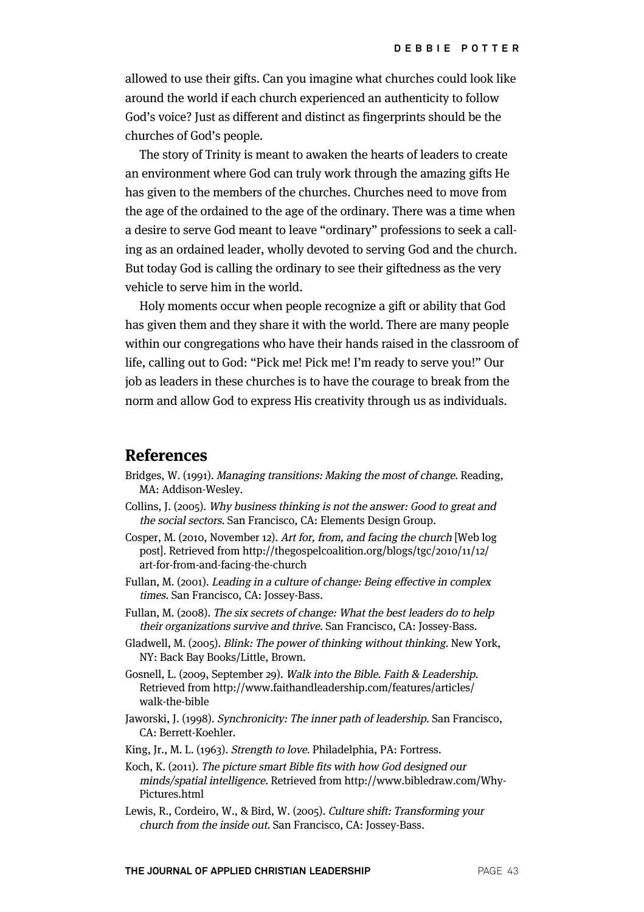allowed to use their gifts. Can you imagine what churches could look like around the world if each church experienced an authenticity to follow God's voice? Just as different and distinct as fingerprints should be the churches of God's people.

The story of Trinity is meant to awaken the hearts of leaders to create an environment where God can truly work through the amazing gifts He has given to the members of the churches. Churches need to move from the age of the ordained to the age of the ordinary. There was a time when a desire to serve God meant to leave "ordinary" professions to seek a calling as an ordained leader, wholly devoted to serving God and the church. But today God is calling the ordinary to see their giftedness as the very vehicle to serve him in the world.

Holy moments occur when people recognize a gift or ability that God has given them and they share it with the world. There are many people within our congregations who have their hands raised in the classroom of life, calling out to God: "Pick me! Pick me! I'm ready to serve you!" Our job as leaders in these churches is to have the courage to break from the norm and allow God to express His creativity through us as individuals.

## References

Bridges, W. (1991). *Managing transitions: Making the most of change.* Reading, MA: Addison-Wesley.

Collins, J. (2005). *Why business thinking is not the answer: Good to great and the social sectors.* San Francisco, CA: Elements Design Group.

Cosper, M. (2010, November 12). *Art for, from, and facing the church* [Web log post]. Retrieved from http://thegospelcoalition.org/blogs/tgc/2010/11/12/art-for-from-and-facing-the-church

Fullan, M. (2001). *Leading in a culture of change: Being effective in complex times.* San Francisco, CA: Jossey-Bass.

Fullan, M. (2008). *The six secrets of change: What the best leaders do to help their organizations survive and thrive.* San Francisco, CA: Jossey-Bass.

Gladwell, M. (2005). *Blink: The power of thinking without thinking.* New York, NY: Back Bay Books/Little, Brown.

Gosnell, L. (2009, September 29). *Walk into the Bible. Faith & Leadership.* Retrieved from http://www.faithandleadership.com/features/articles/walk-the-bible

Jaworski, J. (1998). *Synchronicity: The inner path of leadership.* San Francisco, CA: Berrett-Koehler.

King, Jr., M. L. (1963). *Strength to love.* Philadelphia, PA: Fortress.

Koch, K. (2011). *The picture smart Bible fits with how God designed our minds/spatial intelligence.* Retrieved from http://www.bibledraw.com/Why-Pictures.html

Lewis, R., Cordeiro, W., & Bird, W. (2005). *Culture shift: Transforming your church from the inside out.* San Francisco, CA: Jossey-Bass.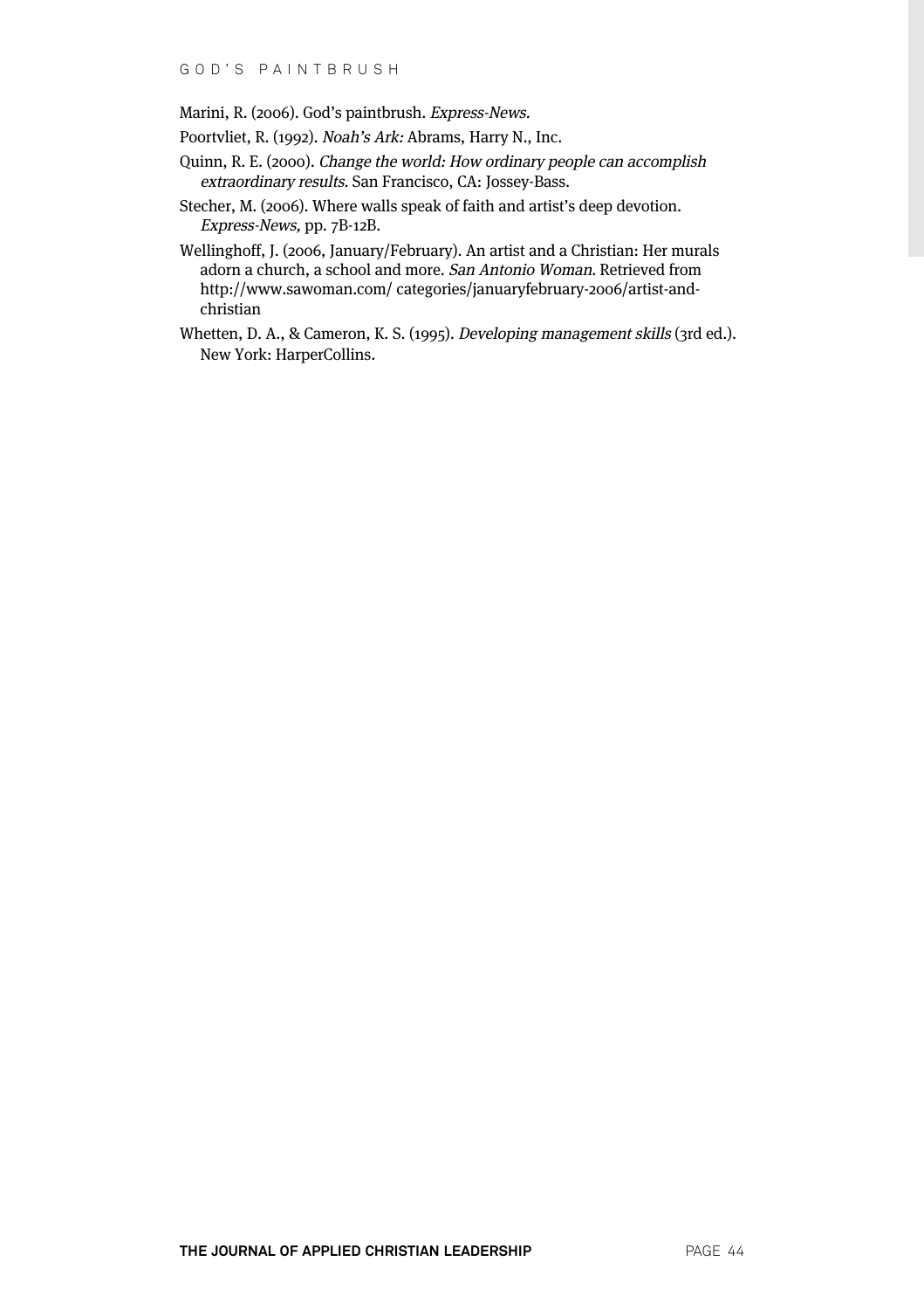Marini, R. (2006). God's paintbrush. *Express-News.*

Poortvliet, R. (1992). *Noah's Ark:* Abrams, Harry N., Inc.

Quinn, R. E. (2000). *Change the world: How ordinary people can accomplish extraordinary results.* San Francisco, CA: Jossey-Bass.

Stecher, M. (2006). Where walls speak of faith and artist's deep devotion. *Express-News,* pp. 7B-12B.

Wellinghoff, J. (2006, January/February). An artist and a Christian: Her murals adorn a church, a school and more. *San Antonio Woman.* Retrieved from http://www.sawoman.com/ categories/januaryfebruary-2006/artist-and-christian

Whetten, D. A., & Cameron, K. S. (1995). *Developing management skills* (3rd ed.). New York: HarperCollins.